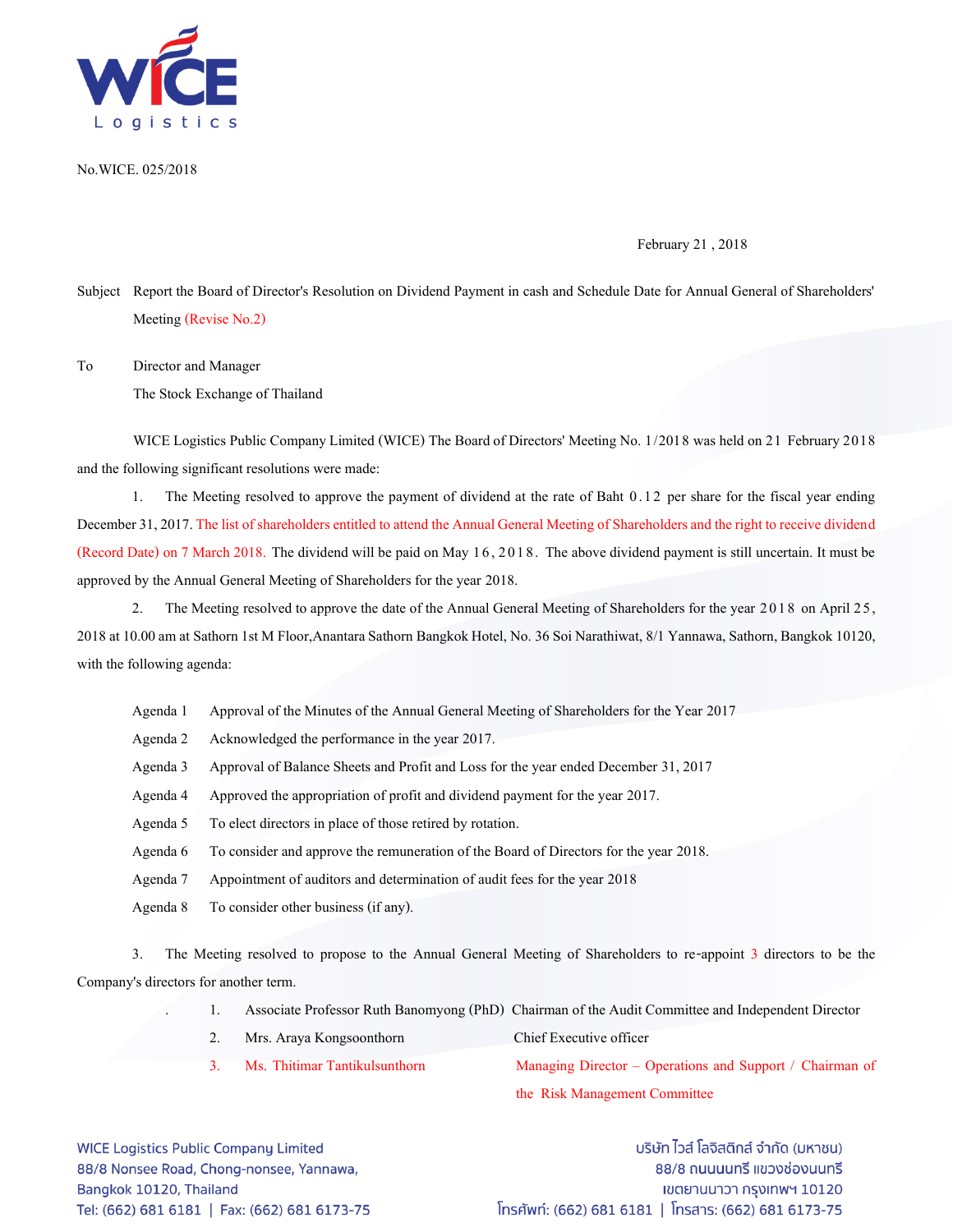No.WICE. 025/2018

February 21 , 2018

Subject Report the Board of Director's Resolution on Dividend Payment in cash and Schedule Date for Annual General of Shareholders' Meeting (Revise No.2)

To Director and Manager
The Stock Exchange of Thailand

WICE Logistics Public Company Limited (WICE) The Board of Directors' Meeting No. 1/2018 was held on 21 February 2018 and the following significant resolutions were made:

1. The Meeting resolved to approve the payment of dividend at the rate of Baht 0.12 per share for the fiscal year ending December 31, 2017. The list of shareholders entitled to attend the Annual General Meeting of Shareholders and the right to receive dividend (Record Date) on 7 March 2018. The dividend will be paid on May 16, 2018. The above dividend payment is still uncertain. It must be approved by the Annual General Meeting of Shareholders for the year 2018.

2. The Meeting resolved to approve the date of the Annual General Meeting of Shareholders for the year 2018 on April 25, 2018 at 10.00 am at Sathorn 1st M Floor,Anantara Sathorn Bangkok Hotel, No. 36 Soi Narathiwat, 8/1 Yannawa, Sathorn, Bangkok 10120, with the following agenda:

- Agenda 1 Approval of the Minutes of the Annual General Meeting of Shareholders for the Year 2017
- Agenda 2 Acknowledged the performance in the year 2017.
- Agenda 3 Approval of Balance Sheets and Profit and Loss for the year ended December 31, 2017
- Agenda 4 Approved the appropriation of profit and dividend payment for the year 2017.
- Agenda 5 To elect directors in place of those retired by rotation.
- Agenda 6 To consider and approve the remuneration of the Board of Directors for the year 2018.
- Agenda 7 Appointment of auditors and determination of audit fees for the year 2018
- Agenda 8 To consider other business (if any).

3. The Meeting resolved to propose to the Annual General Meeting of Shareholders to re-appoint 3 directors to be the Company's directors for another term.

1. Associate Professor Ruth Banomyong (PhD) Chairman of the Audit Committee and Independent Director
2. Mrs. Araya Kongsoonthorn Chief Executive officer
3. Ms. Thitimar Tantikulsunthorn Managing Director – Operations and Support / Chairman of the Risk Management Committee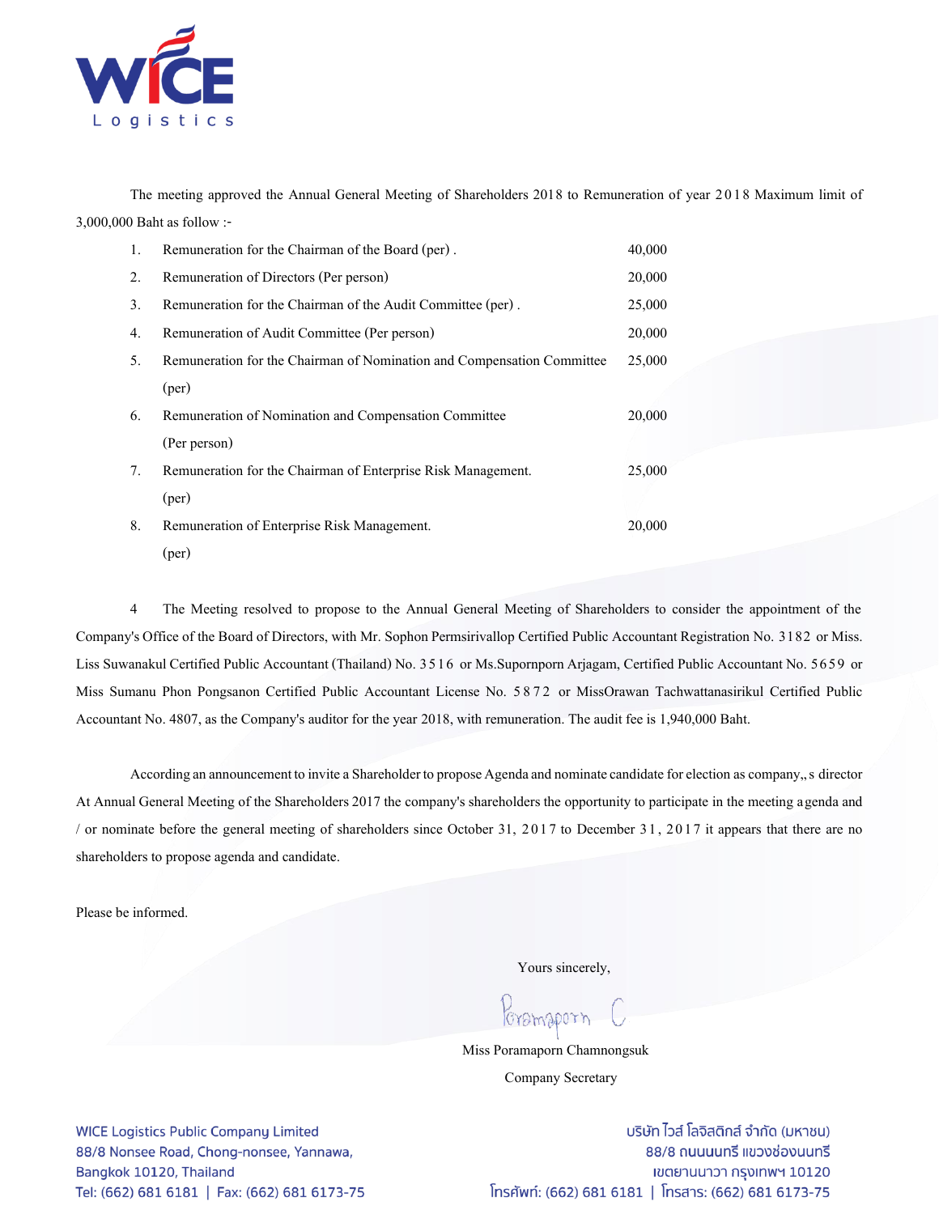The meeting approved the Annual General Meeting of Shareholders 2018 to Remuneration of year 2018 Maximum limit of 3,000,000 Baht as follow :-

| | | |
|---|---|---|
| 1. | Remuneration for the Chairman of the Board (per) . | 40,000 |
| 2. | Remuneration of Directors (Per person) | 20,000 |
| 3. | Remuneration for the Chairman of the Audit Committee (per) . | 25,000 |
| 4. | Remuneration of Audit Committee (Per person) | 20,000 |
| 5. | Remuneration for the Chairman of Nomination and Compensation Committee (per) | 25,000 |
| 6. | Remuneration of Nomination and Compensation Committee (Per person) | 20,000 |
| 7. | Remuneration for the Chairman of Enterprise Risk Management. (per) | 25,000 |
| 8. | Remuneration of Enterprise Risk Management. (per) | 20,000 |

4 The Meeting resolved to propose to the Annual General Meeting of Shareholders to consider the appointment of the Company's Office of the Board of Directors, with Mr. Sophon Permsirivallop Certified Public Accountant Registration No. 3182 or Miss. Liss Suwanakul Certified Public Accountant (Thailand) No. 3516 or Ms.Supornporn Arjagam, Certified Public Accountant No. 5659 or Miss Sumanu Phon Pongsanon Certified Public Accountant License No. 5872 or MissOrawan Tachwattanasirikul Certified Public Accountant No. 4807, as the Company's auditor for the year 2018, with remuneration. The audit fee is 1,940,000 Baht.

According an announcement to invite a Shareholder to propose Agenda and nominate candidate for election as company,,s director At Annual General Meeting of the Shareholders 2017 the company's shareholders the opportunity to participate in the meeting agenda and / or nominate before the general meeting of shareholders since October 31, 2017 to December 31, 2017 it appears that there are no shareholders to propose agenda and candidate.

Please be informed.

Yours sincerely,

Poramaporn C

Miss Poramaporn Chamnongsuk

Company Secretary

WICE Logistics Public Company Limited
88/8 Nonsee Road, Chong-nonsee, Yannawa,
Bangkok 10120, Thailand
Tel: (662) 681 6181 | Fax: (662) 681 6173-75

บริษัท ไวส์ โลจิสติกส์ จำกัด (มหาชน)
88/8 ถนนนนทรี แขวงช่องนนทรี
เขตยานนาวา กรุงเทพฯ 10120
โทรศัพท์: (662) 681 6181 | โทรสาร: (662) 681 6173-75